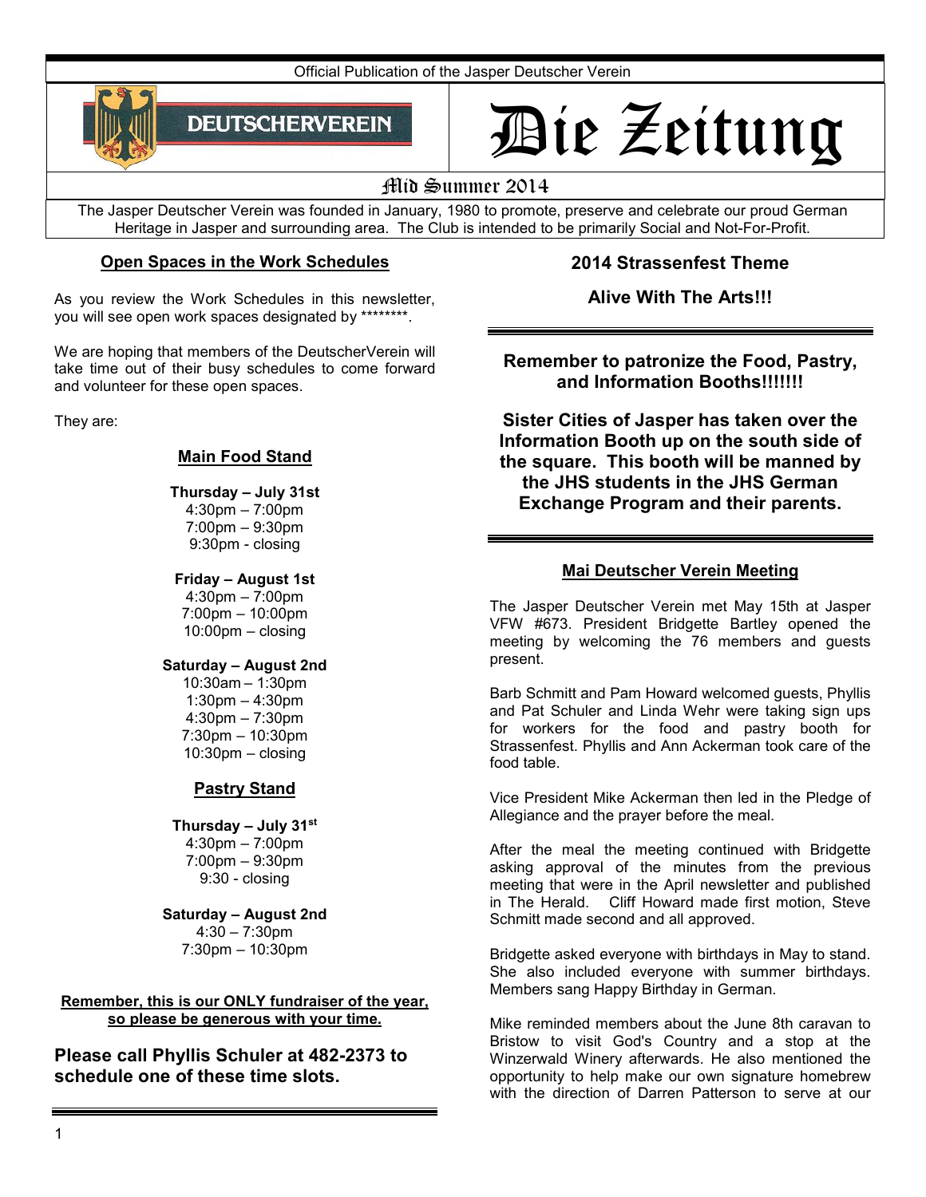Official Publication of the Jasper Deutscher Verein

DEUTSCHERVEREIN

# Die Zeitung

## Mid Summer 2014

The Jasper Deutscher Verein was founded in January, 1980 to promote, preserve and celebrate our proud German Heritage in Jasper and surrounding area. The Club is intended to be primarily Social and Not-For-Profit.

### Open Spaces in the Work Schedules

As you review the Work Schedules in this newsletter, you will see open work spaces designated by ********.

We are hoping that members of the DeutscherVerein will take time out of their busy schedules to come forward and volunteer for these open spaces.

They are:

**Main Food Stand**

**Thursday – July 31st**
4:30pm – 7:00pm
7:00pm – 9:30pm
9:30pm - closing

**Friday – August 1st**
4:30pm – 7:00pm
7:00pm – 10:00pm
10:00pm – closing

**Saturday – August 2nd**
10:30am – 1:30pm
1:30pm – 4:30pm
4:30pm – 7:30pm
7:30pm – 10:30pm
10:30pm – closing

**Pastry Stand**

**Thursday – July 31st**
4:30pm – 7:00pm
7:00pm – 9:30pm
9:30 - closing

**Saturday – August 2nd**
4:30 – 7:30pm
7:30pm – 10:30pm

**Remember, this is our ONLY fundraiser of the year, so please be generous with your time.**

**Please call Phyllis Schuler at 482-2373 to schedule one of these time slots.**

### 2014 Strassenfest Theme

**Alive With The Arts!!!**

**Remember to patronize the Food, Pastry, and Information Booths!!!!!!!**

**Sister Cities of Jasper has taken over the Information Booth up on the south side of the square. This booth will be manned by the JHS students in the JHS German Exchange Program and their parents.**

### Mai Deutscher Verein Meeting

The Jasper Deutscher Verein met May 15th at Jasper VFW #673. President Bridgette Bartley opened the meeting by welcoming the 76 members and guests present.

Barb Schmitt and Pam Howard welcomed guests, Phyllis and Pat Schuler and Linda Wehr were taking sign ups for workers for the food and pastry booth for Strassenfest. Phyllis and Ann Ackerman took care of the food table.

Vice President Mike Ackerman then led in the Pledge of Allegiance and the prayer before the meal.

After the meal the meeting continued with Bridgette asking approval of the minutes from the previous meeting that were in the April newsletter and published in The Herald. Cliff Howard made first motion, Steve Schmitt made second and all approved.

Bridgette asked everyone with birthdays in May to stand. She also included everyone with summer birthdays. Members sang Happy Birthday in German.

Mike reminded members about the June 8th caravan to Bristow to visit God's Country and a stop at the Winzerwald Winery afterwards. He also mentioned the opportunity to help make our own signature homebrew with the direction of Darren Patterson to serve at our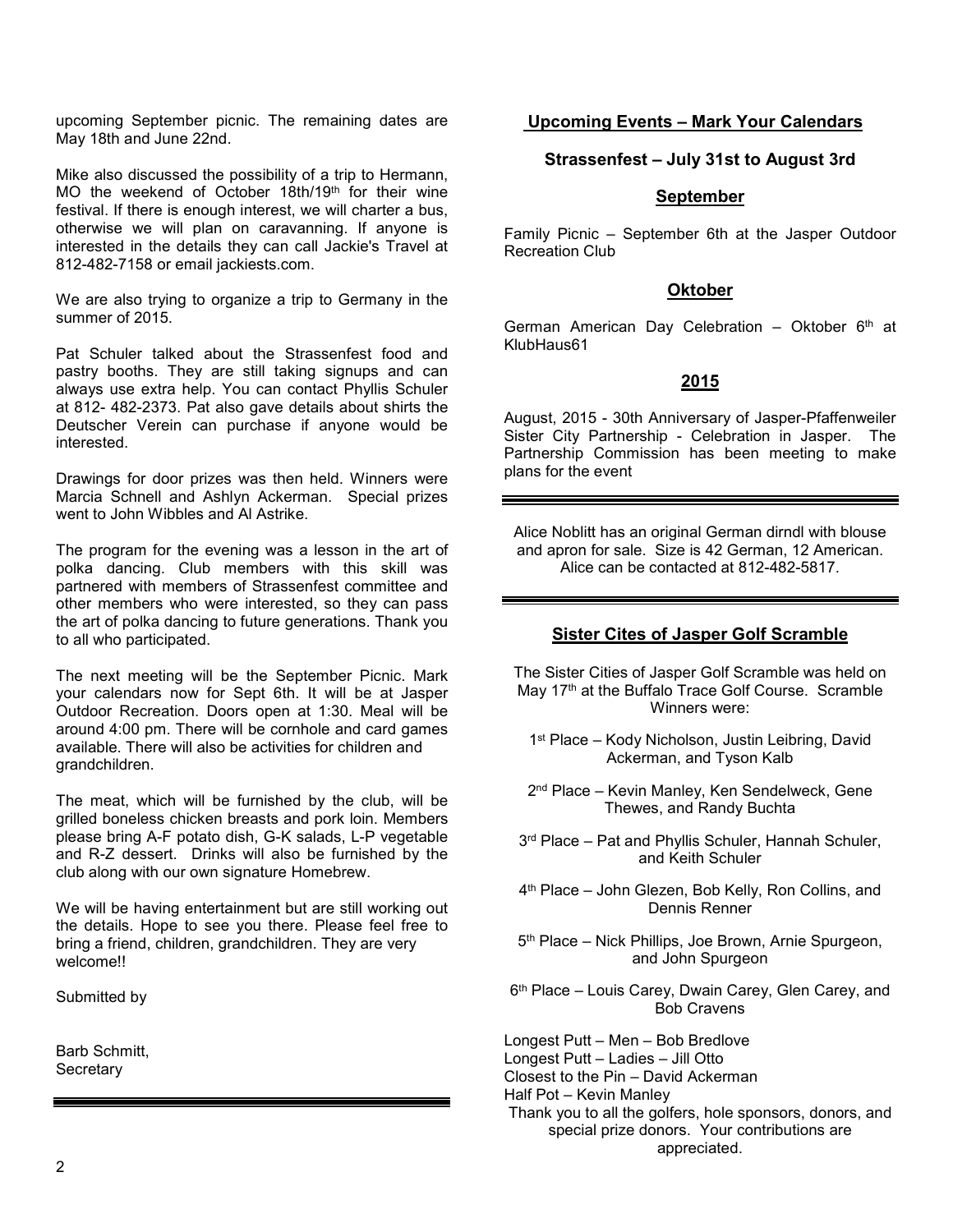upcoming September picnic. The remaining dates are May 18th and June 22nd.

Mike also discussed the possibility of a trip to Hermann, MO the weekend of October 18th/19th for their wine festival. If there is enough interest, we will charter a bus, otherwise we will plan on caravanning. If anyone is interested in the details they can call Jackie's Travel at 812-482-7158 or email jackiests.com.

We are also trying to organize a trip to Germany in the summer of 2015.

Pat Schuler talked about the Strassenfest food and pastry booths. They are still taking signups and can always use extra help. You can contact Phyllis Schuler at 812- 482-2373. Pat also gave details about shirts the Deutscher Verein can purchase if anyone would be interested.

Drawings for door prizes was then held. Winners were Marcia Schnell and Ashlyn Ackerman. Special prizes went to John Wibbles and Al Astrike.

The program for the evening was a lesson in the art of polka dancing. Club members with this skill was partnered with members of Strassenfest committee and other members who were interested, so they can pass the art of polka dancing to future generations. Thank you to all who participated.

The next meeting will be the September Picnic. Mark your calendars now for Sept 6th. It will be at Jasper Outdoor Recreation. Doors open at 1:30. Meal will be around 4:00 pm. There will be cornhole and card games available. There will also be activities for children and grandchildren.

The meat, which will be furnished by the club, will be grilled boneless chicken breasts and pork loin. Members please bring A-F potato dish, G-K salads, L-P vegetable and R-Z dessert. Drinks will also be furnished by the club along with our own signature Homebrew.

We will be having entertainment but are still working out the details. Hope to see you there. Please feel free to bring a friend, children, grandchildren. They are very welcome!!

Submitted by

Barb Schmitt,
Secretary

---

## Upcoming Events – Mark Your Calendars

### Strassenfest – July 31st to August 3rd

### September

Family Picnic – September 6th at the Jasper Outdoor Recreation Club

### Oktober

German American Day Celebration – Oktober 6th at KlubHaus61

### 2015

August, 2015 - 30th Anniversary of Jasper-Pfaffenweiler Sister City Partnership - Celebration in Jasper. The Partnership Commission has been meeting to make plans for the event

---

Alice Noblitt has an original German dirndl with blouse and apron for sale. Size is 42 German, 12 American. Alice can be contacted at 812-482-5817.

---

## Sister Cites of Jasper Golf Scramble

The Sister Cities of Jasper Golf Scramble was held on May 17th at the Buffalo Trace Golf Course. Scramble Winners were:

1st Place – Kody Nicholson, Justin Leibring, David Ackerman, and Tyson Kalb

2nd Place – Kevin Manley, Ken Sendelweck, Gene Thewes, and Randy Buchta

3rd Place – Pat and Phyllis Schuler, Hannah Schuler, and Keith Schuler

4th Place – John Glezen, Bob Kelly, Ron Collins, and Dennis Renner

5th Place – Nick Phillips, Joe Brown, Arnie Spurgeon, and John Spurgeon

6th Place – Louis Carey, Dwain Carey, Glen Carey, and Bob Cravens

Longest Putt – Men – Bob Bredlove
Longest Putt – Ladies – Jill Otto
Closest to the Pin – David Ackerman
Half Pot – Kevin Manley

Thank you to all the golfers, hole sponsors, donors, and special prize donors. Your contributions are appreciated.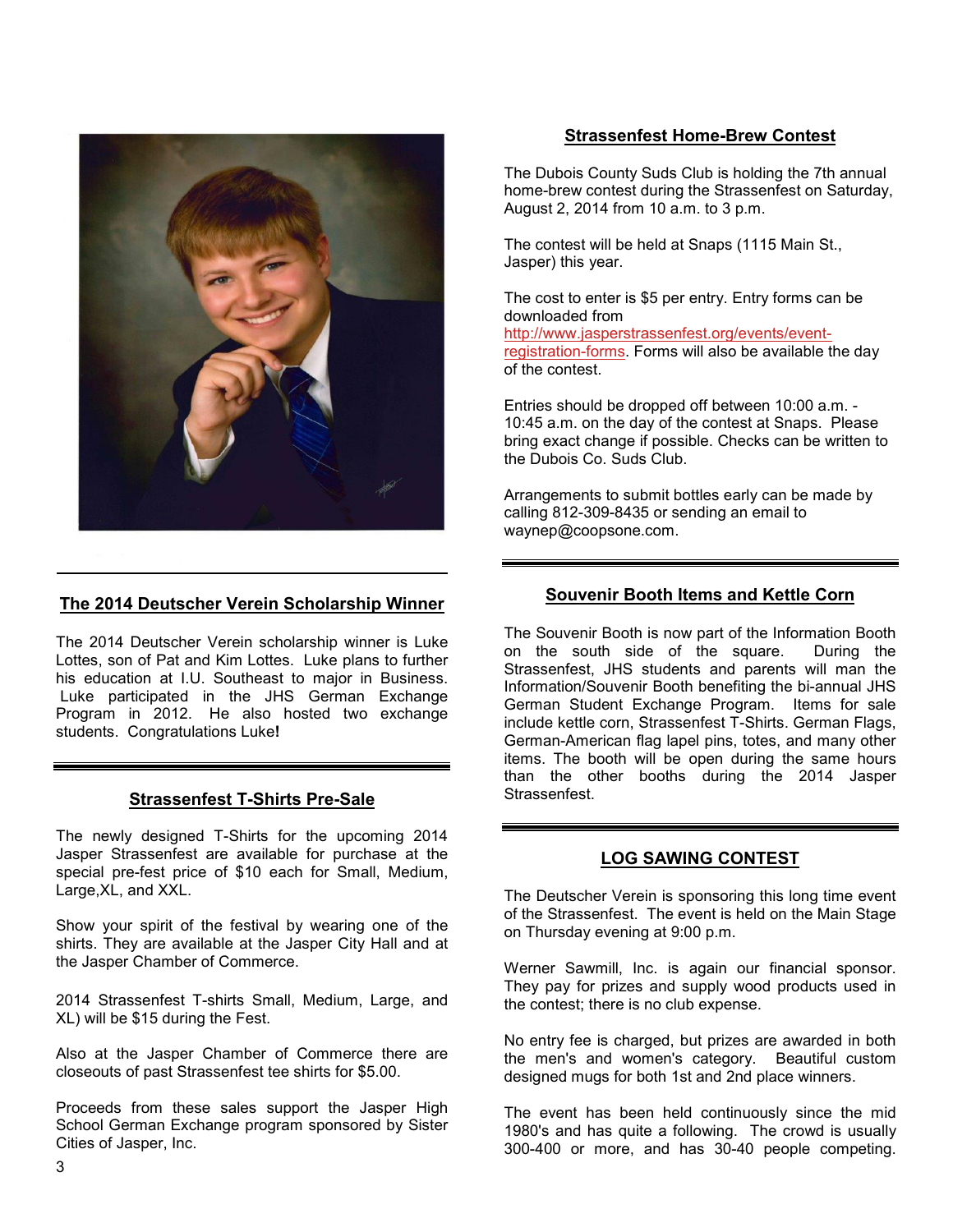## The 2014 Deutscher Verein Scholarship Winner

The 2014 Deutscher Verein scholarship winner is Luke Lottes, son of Pat and Kim Lottes. Luke plans to further his education at I.U. Southeast to major in Business. Luke participated in the JHS German Exchange Program in 2012. He also hosted two exchange students. Congratulations Luke**!**

## Strassenfest T-Shirts Pre-Sale

The newly designed T-Shirts for the upcoming 2014 Jasper Strassenfest are available for purchase at the special pre-fest price of $10 each for Small, Medium, Large,XL, and XXL.

Show your spirit of the festival by wearing one of the shirts. They are available at the Jasper City Hall and at the Jasper Chamber of Commerce.

2014 Strassenfest T-shirts Small, Medium, Large, and XL) will be $15 during the Fest.

Also at the Jasper Chamber of Commerce there are closeouts of past Strassenfest tee shirts for $5.00.

Proceeds from these sales support the Jasper High School German Exchange program sponsored by Sister Cities of Jasper, Inc.

## Strassenfest Home-Brew Contest

The Dubois County Suds Club is holding the 7th annual home-brew contest during the Strassenfest on Saturday, August 2, 2014 from 10 a.m. to 3 p.m.

The contest will be held at Snaps (1115 Main St., Jasper) this year.

The cost to enter is $5 per entry. Entry forms can be downloaded from http://www.jasperstrassenfest.org/events/event-registration-forms. Forms will also be available the day of the contest.

Entries should be dropped off between 10:00 a.m. - 10:45 a.m. on the day of the contest at Snaps. Please bring exact change if possible. Checks can be written to the Dubois Co. Suds Club.

Arrangements to submit bottles early can be made by calling 812-309-8435 or sending an email to waynep@coopsone.com.

## Souvenir Booth Items and Kettle Corn

The Souvenir Booth is now part of the Information Booth on the south side of the square. During the Strassenfest, JHS students and parents will man the Information/Souvenir Booth benefiting the bi-annual JHS German Student Exchange Program. Items for sale include kettle corn, Strassenfest T-Shirts. German Flags, German-American flag lapel pins, totes, and many other items. The booth will be open during the same hours than the other booths during the 2014 Jasper Strassenfest.

## LOG SAWING CONTEST

The Deutscher Verein is sponsoring this long time event of the Strassenfest. The event is held on the Main Stage on Thursday evening at 9:00 p.m.

Werner Sawmill, Inc. is again our financial sponsor. They pay for prizes and supply wood products used in the contest; there is no club expense.

No entry fee is charged, but prizes are awarded in both the men's and women's category. Beautiful custom designed mugs for both 1st and 2nd place winners.

The event has been held continuously since the mid 1980's and has quite a following. The crowd is usually 300-400 or more, and has 30-40 people competing.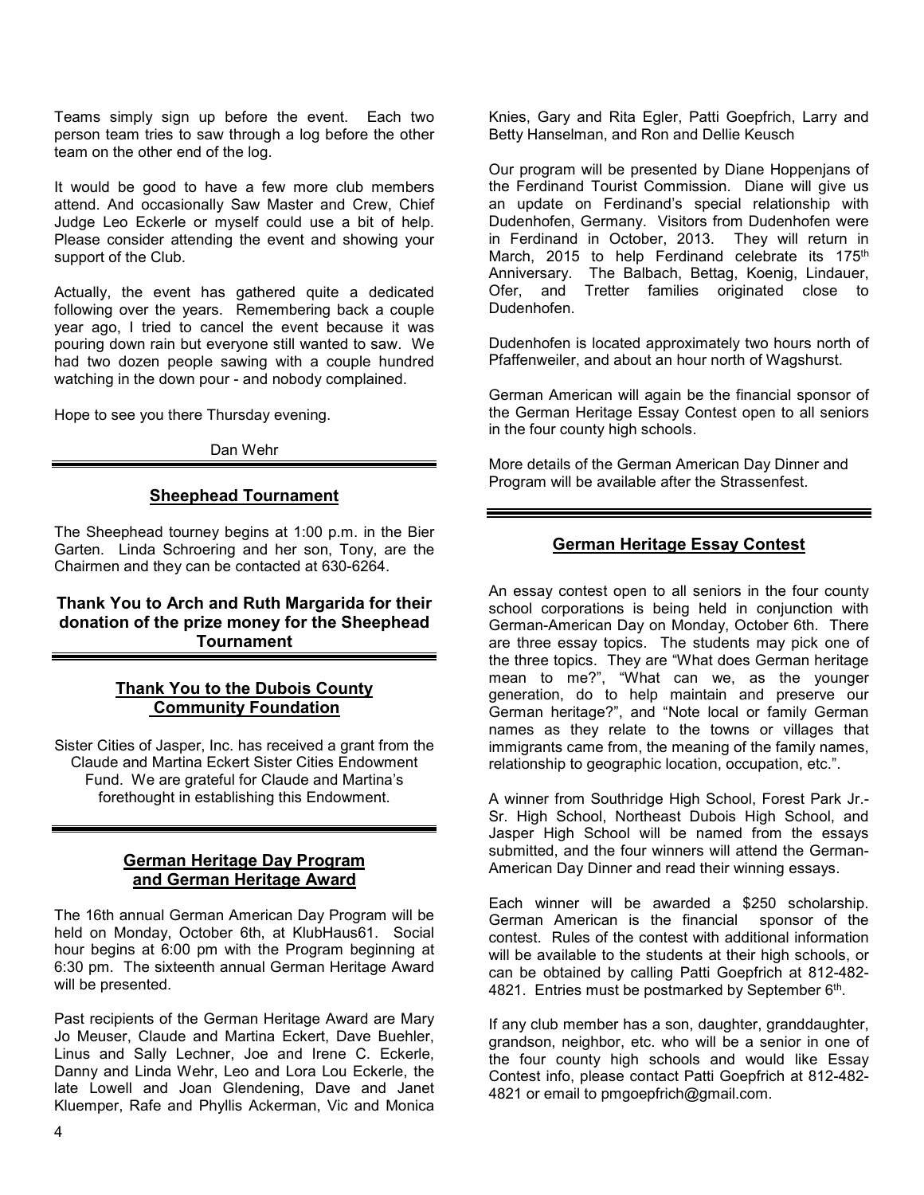Teams simply sign up before the event. Each two person team tries to saw through a log before the other team on the other end of the log.

It would be good to have a few more club members attend. And occasionally Saw Master and Crew, Chief Judge Leo Eckerle or myself could use a bit of help. Please consider attending the event and showing your support of the Club.

Actually, the event has gathered quite a dedicated following over the years. Remembering back a couple year ago, I tried to cancel the event because it was pouring down rain but everyone still wanted to saw. We had two dozen people sawing with a couple hundred watching in the down pour - and nobody complained.

Hope to see you there Thursday evening.

Dan Wehr

## Sheephead Tournament

The Sheephead tourney begins at 1:00 p.m. in the Bier Garten. Linda Schroering and her son, Tony, are the Chairmen and they can be contacted at 630-6264.

**Thank You to Arch and Ruth Margarida for their donation of the prize money for the Sheephead Tournament**

## Thank You to the Dubois County Community Foundation

Sister Cities of Jasper, Inc. has received a grant from the Claude and Martina Eckert Sister Cities Endowment Fund. We are grateful for Claude and Martina's forethought in establishing this Endowment.

## German Heritage Day Program and German Heritage Award

The 16th annual German American Day Program will be held on Monday, October 6th, at KlubHaus61. Social hour begins at 6:00 pm with the Program beginning at 6:30 pm. The sixteenth annual German Heritage Award will be presented.

Past recipients of the German Heritage Award are Mary Jo Meuser, Claude and Martina Eckert, Dave Buehler, Linus and Sally Lechner, Joe and Irene C. Eckerle, Danny and Linda Wehr, Leo and Lora Lou Eckerle, the late Lowell and Joan Glendening, Dave and Janet Kluemper, Rafe and Phyllis Ackerman, Vic and Monica Knies, Gary and Rita Egler, Patti Goepfrich, Larry and Betty Hanselman, and Ron and Dellie Keusch

Our program will be presented by Diane Hoppenjans of the Ferdinand Tourist Commission. Diane will give us an update on Ferdinand's special relationship with Dudenhofen, Germany. Visitors from Dudenhofen were in Ferdinand in October, 2013. They will return in March, 2015 to help Ferdinand celebrate its 175th Anniversary. The Balbach, Bettag, Koenig, Lindauer, Ofer, and Tretter families originated close to Dudenhofen.

Dudenhofen is located approximately two hours north of Pfaffenweiler, and about an hour north of Wagshurst.

German American will again be the financial sponsor of the German Heritage Essay Contest open to all seniors in the four county high schools.

More details of the German American Day Dinner and Program will be available after the Strassenfest.

## German Heritage Essay Contest

An essay contest open to all seniors in the four county school corporations is being held in conjunction with German-American Day on Monday, October 6th. There are three essay topics. The students may pick one of the three topics. They are "What does German heritage mean to me?", "What can we, as the younger generation, do to help maintain and preserve our German heritage?", and "Note local or family German names as they relate to the towns or villages that immigrants came from, the meaning of the family names, relationship to geographic location, occupation, etc.".

A winner from Southridge High School, Forest Park Jr.-Sr. High School, Northeast Dubois High School, and Jasper High School will be named from the essays submitted, and the four winners will attend the German-American Day Dinner and read their winning essays.

Each winner will be awarded a $250 scholarship. German American is the financial sponsor of the contest. Rules of the contest with additional information will be available to the students at their high schools, or can be obtained by calling Patti Goepfrich at 812-482-4821. Entries must be postmarked by September 6th.

If any club member has a son, daughter, granddaughter, grandson, neighbor, etc. who will be a senior in one of the four county high schools and would like Essay Contest info, please contact Patti Goepfrich at 812-482-4821 or email to pmgoepfrich@gmail.com.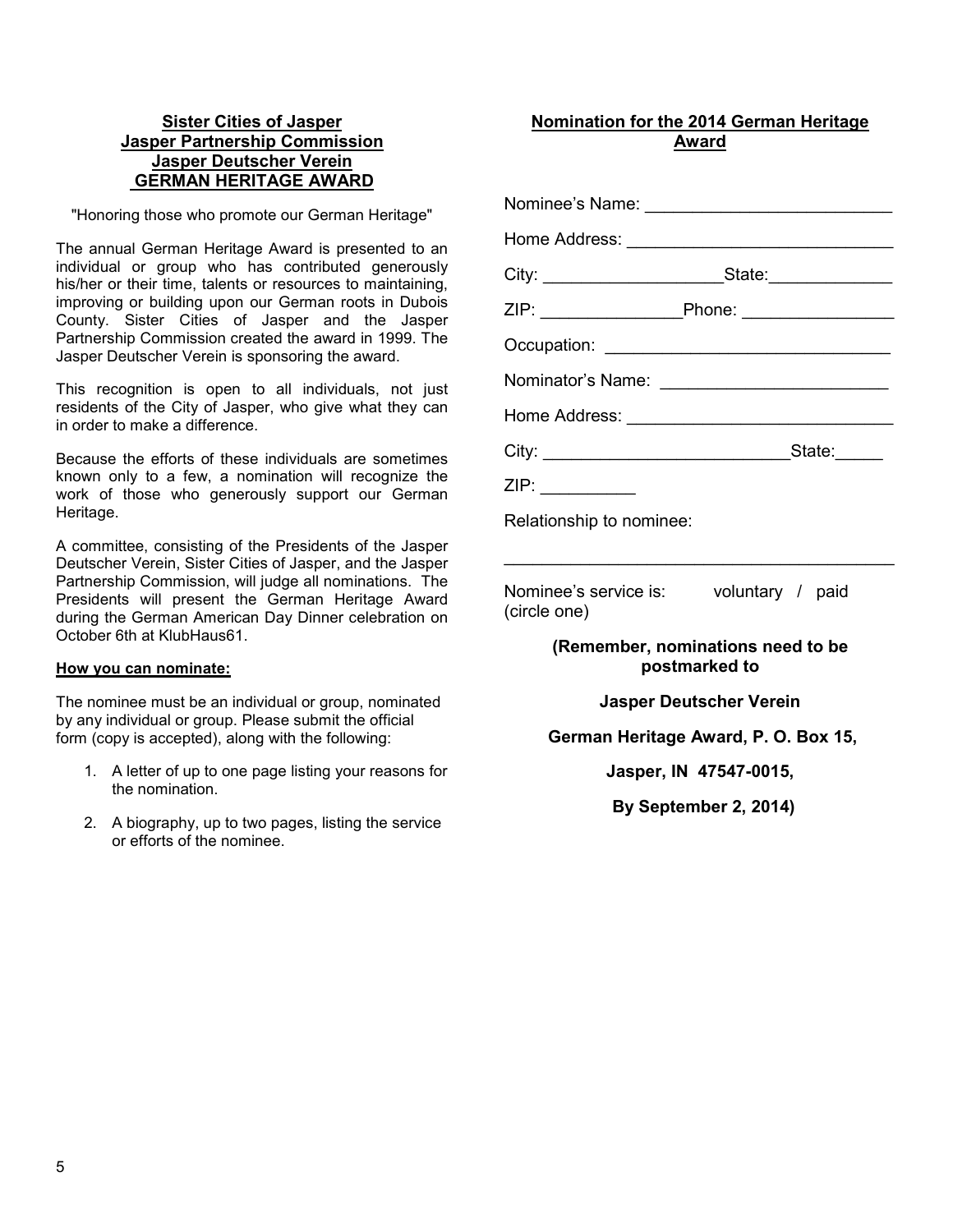**Sister Cities of Jasper**
**Jasper Partnership Commission**
**Jasper Deutscher Verein**
**GERMAN HERITAGE AWARD**

"Honoring those who promote our German Heritage"

The annual German Heritage Award is presented to an individual or group who has contributed generously his/her or their time, talents or resources to maintaining, improving or building upon our German roots in Dubois County. Sister Cities of Jasper and the Jasper Partnership Commission created the award in 1999. The Jasper Deutscher Verein is sponsoring the award.

This recognition is open to all individuals, not just residents of the City of Jasper, who give what they can in order to make a difference.

Because the efforts of these individuals are sometimes known only to a few, a nomination will recognize the work of those who generously support our German Heritage.

A committee, consisting of the Presidents of the Jasper Deutscher Verein, Sister Cities of Jasper, and the Jasper Partnership Commission, will judge all nominations. The Presidents will present the German Heritage Award during the German American Day Dinner celebration on October 6th at KlubHaus61.

**How you can nominate:**

The nominee must be an individual or group, nominated by any individual or group. Please submit the official form (copy is accepted), along with the following:

1. A letter of up to one page listing your reasons for the nomination.
2. A biography, up to two pages, listing the service or efforts of the nominee.

**Nomination for the 2014 German Heritage Award**

Nominee's Name: ___________________________

Home Address: _____________________________

City: ____________________State:_____________

ZIP: _______________Phone: ________________

Occupation: _______________________________

Nominator's Name: _________________________

Home Address: _____________________________

City: __________________________State:_____

ZIP: __________

Relationship to nominee:

___________________________________________

Nominee's service is: voluntary / paid
(circle one)

**(Remember, nominations need to be postmarked to**

**Jasper Deutscher Verein**

**German Heritage Award, P. O. Box 15,**

**Jasper, IN 47547-0015,**

**By September 2, 2014)**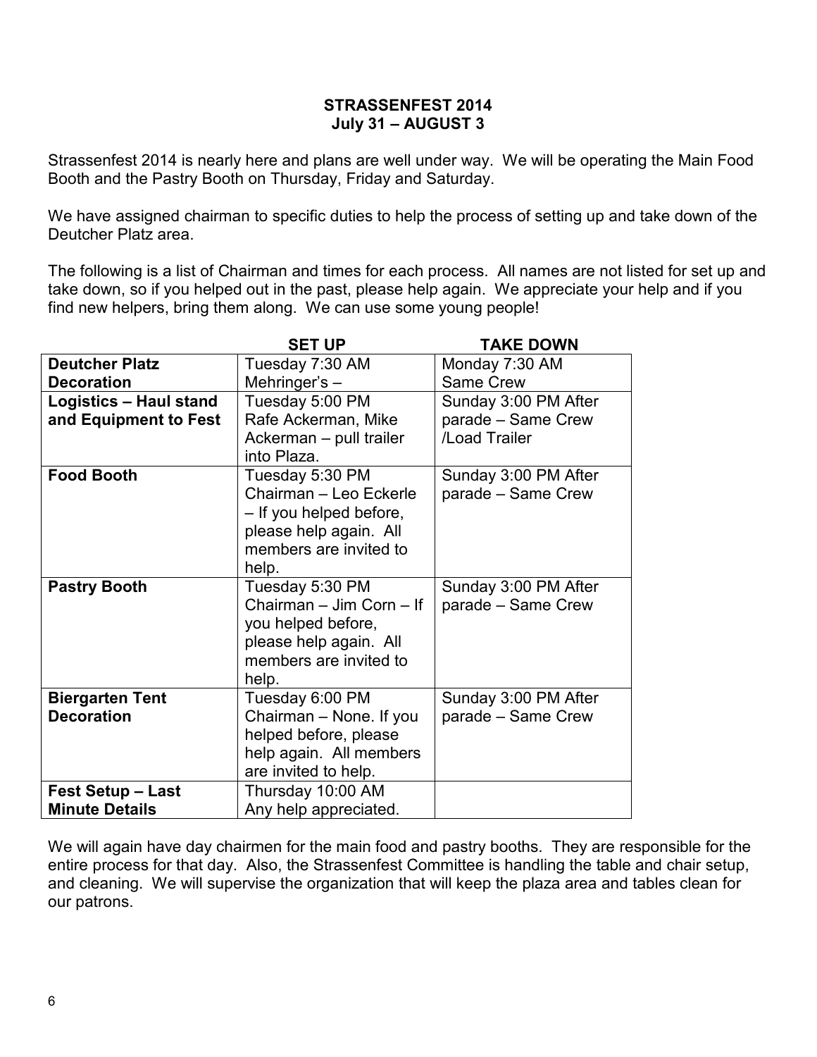**STRASSENFEST 2014**
**July 31 – AUGUST 3**

Strassenfest 2014 is nearly here and plans are well under way. We will be operating the Main Food Booth and the Pastry Booth on Thursday, Friday and Saturday.

We have assigned chairman to specific duties to help the process of setting up and take down of the Deutcher Platz area.

The following is a list of Chairman and times for each process. All names are not listed for set up and take down, so if you helped out in the past, please help again. We appreciate your help and if you find new helpers, bring them along. We can use some young people!

| | SET UP | TAKE DOWN |
|---|---|---|
| **Deutcher Platz Decoration** | Tuesday 7:30 AM Mehringer's – | Monday 7:30 AM Same Crew |
| **Logistics – Haul stand and Equipment to Fest** | Tuesday 5:00 PM Rafe Ackerman, Mike Ackerman – pull trailer into Plaza. | Sunday 3:00 PM After parade – Same Crew /Load Trailer |
| **Food Booth** | Tuesday 5:30 PM Chairman – Leo Eckerle – If you helped before, please help again. All members are invited to help. | Sunday 3:00 PM After parade – Same Crew |
| **Pastry Booth** | Tuesday 5:30 PM Chairman – Jim Corn – If you helped before, please help again. All members are invited to help. | Sunday 3:00 PM After parade – Same Crew |
| **Biergarten Tent Decoration** | Tuesday 6:00 PM Chairman – None. If you helped before, please help again. All members are invited to help. | Sunday 3:00 PM After parade – Same Crew |
| **Fest Setup – Last Minute Details** | Thursday 10:00 AM Any help appreciated. | |

We will again have day chairmen for the main food and pastry booths. They are responsible for the entire process for that day. Also, the Strassenfest Committee is handling the table and chair setup, and cleaning. We will supervise the organization that will keep the plaza area and tables clean for our patrons.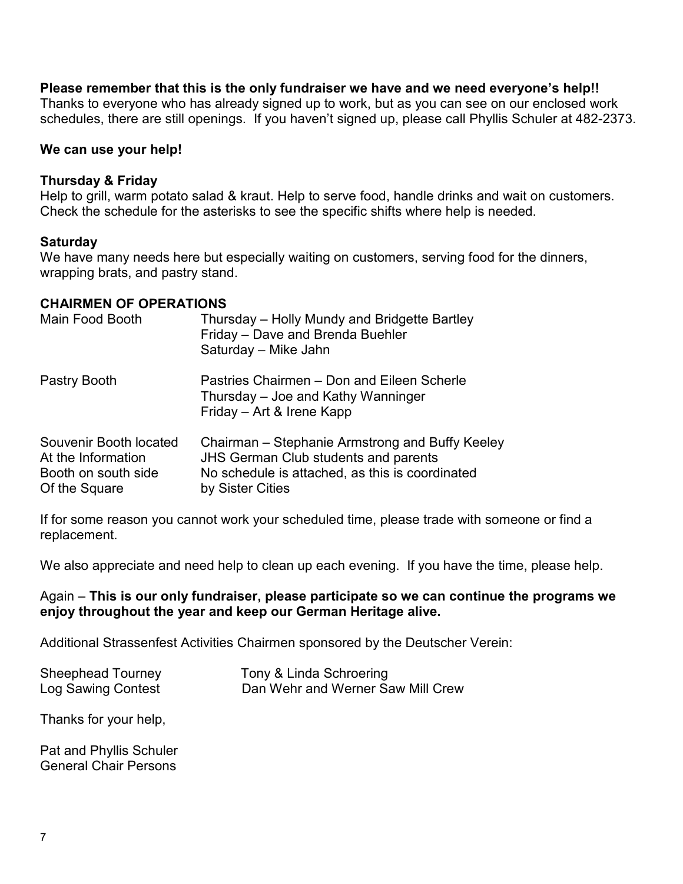**Please remember that this is the only fundraiser we have and we need everyone's help!!**
Thanks to everyone who has already signed up to work, but as you can see on our enclosed work schedules, there are still openings. If you haven't signed up, please call Phyllis Schuler at 482-2373.

**We can use your help!**

**Thursday & Friday**
Help to grill, warm potato salad & kraut. Help to serve food, handle drinks and wait on customers. Check the schedule for the asterisks to see the specific shifts where help is needed.

**Saturday**
We have many needs here but especially waiting on customers, serving food for the dinners, wrapping brats, and pastry stand.

**CHAIRMEN OF OPERATIONS**

| | |
|---|---|
| Main Food Booth | Thursday – Holly Mundy and Bridgette Bartley<br>Friday – Dave and Brenda Buehler<br>Saturday – Mike Jahn |
| Pastry Booth | Pastries Chairmen – Don and Eileen Scherle<br>Thursday – Joe and Kathy Wanninger<br>Friday – Art & Irene Kapp |
| Souvenir Booth located At the Information Booth on south side Of the Square | Chairman – Stephanie Armstrong and Buffy Keeley<br>JHS German Club students and parents<br>No schedule is attached, as this is coordinated by Sister Cities |

If for some reason you cannot work your scheduled time, please trade with someone or find a replacement.

We also appreciate and need help to clean up each evening. If you have the time, please help.

Again – **This is our only fundraiser, please participate so we can continue the programs we enjoy throughout the year and keep our German Heritage alive.**

Additional Strassenfest Activities Chairmen sponsored by the Deutscher Verein:

| | |
|---|---|
| Sheephead Tourney | Tony & Linda Schroering |
| Log Sawing Contest | Dan Wehr and Werner Saw Mill Crew |

Thanks for your help,

Pat and Phyllis Schuler
General Chair Persons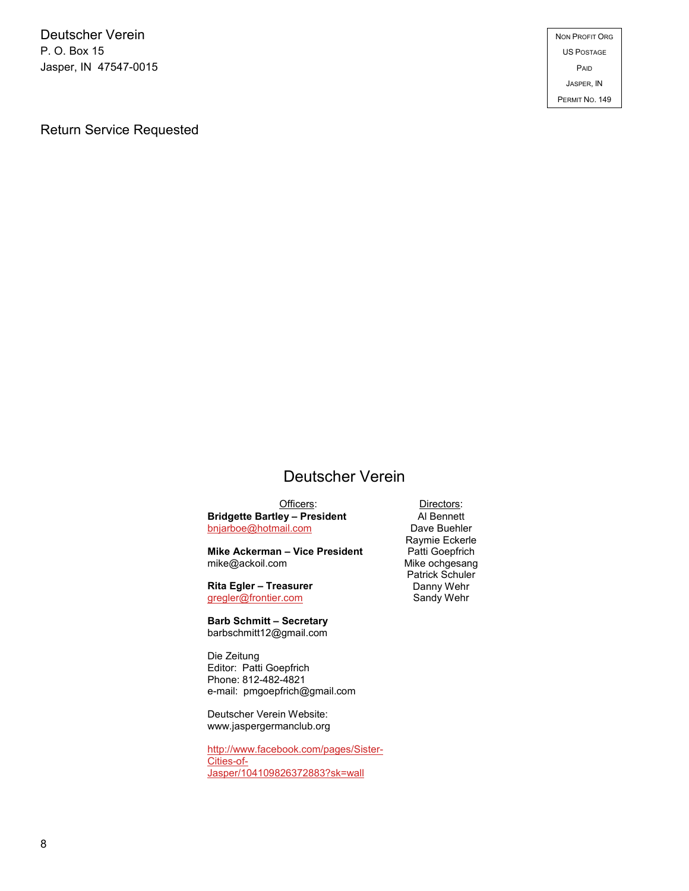Deutscher Verein
P. O. Box 15
Jasper, IN 47547-0015

NON PROFIT ORG
US POSTAGE
PAID
JASPER, IN
PERMIT NO. 149

Return Service Requested

## Deutscher Verein

Officers:

**Bridgette Bartley – President**
bnjarboe@hotmail.com

**Mike Ackerman – Vice President**
mike@ackoil.com

**Rita Egler – Treasurer**
gregler@frontier.com

**Barb Schmitt – Secretary**
barbschmitt12@gmail.com

Die Zeitung
Editor: Patti Goepfrich
Phone: 812-482-4821
e-mail: pmgoepfrich@gmail.com

Deutscher Verein Website:
www.jaspergermanclub.org

http://www.facebook.com/pages/Sister-Cities-of-Jasper/104109826372883?sk=wall

Directors:
Al Bennett
Dave Buehler
Raymie Eckerle
Patti Goepfrich
Mike ochgesang
Patrick Schuler
Danny Wehr
Sandy Wehr